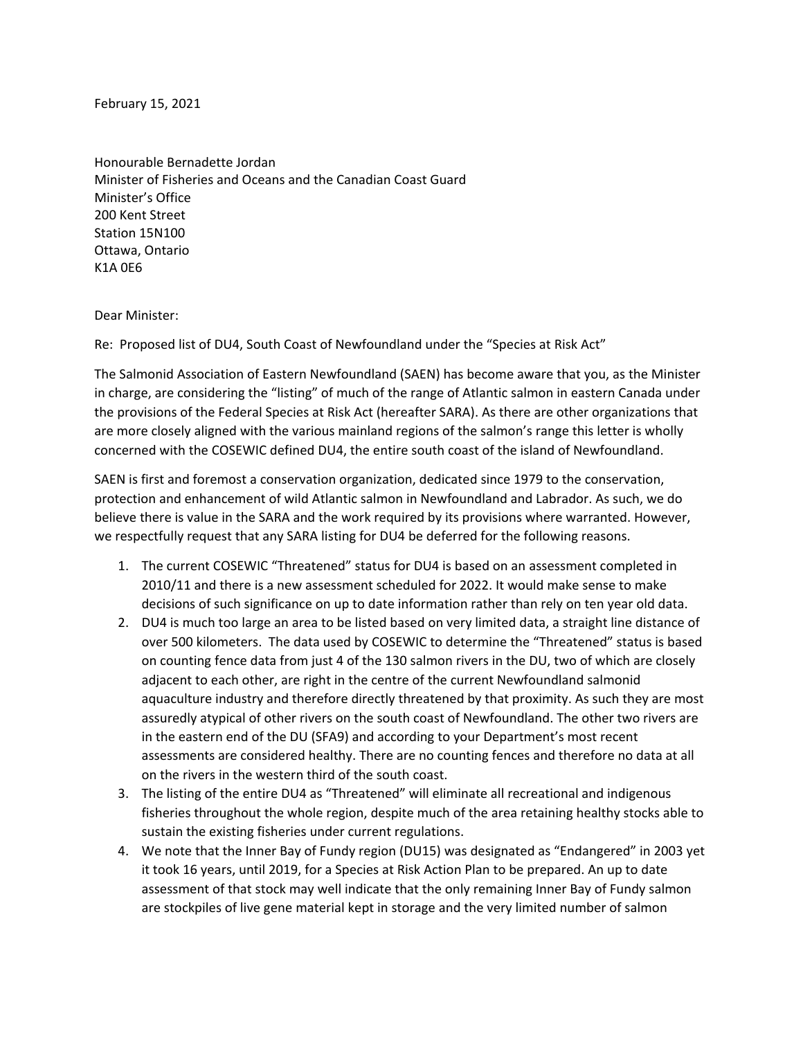February 15, 2021

Honourable Bernadette Jordan
Minister of Fisheries and Oceans and the Canadian Coast Guard
Minister's Office
200 Kent Street
Station 15N100
Ottawa, Ontario
K1A 0E6

Dear Minister:

Re: Proposed list of DU4, South Coast of Newfoundland under the "Species at Risk Act"

The Salmonid Association of Eastern Newfoundland (SAEN) has become aware that you, as the Minister in charge, are considering the "listing" of much of the range of Atlantic salmon in eastern Canada under the provisions of the Federal Species at Risk Act (hereafter SARA). As there are other organizations that are more closely aligned with the various mainland regions of the salmon's range this letter is wholly concerned with the COSEWIC defined DU4, the entire south coast of the island of Newfoundland.

SAEN is first and foremost a conservation organization, dedicated since 1979 to the conservation, protection and enhancement of wild Atlantic salmon in Newfoundland and Labrador. As such, we do believe there is value in the SARA and the work required by its provisions where warranted. However, we respectfully request that any SARA listing for DU4 be deferred for the following reasons.

1. The current COSEWIC "Threatened" status for DU4 is based on an assessment completed in 2010/11 and there is a new assessment scheduled for 2022. It would make sense to make decisions of such significance on up to date information rather than rely on ten year old data.
2. DU4 is much too large an area to be listed based on very limited data, a straight line distance of over 500 kilometers. The data used by COSEWIC to determine the "Threatened" status is based on counting fence data from just 4 of the 130 salmon rivers in the DU, two of which are closely adjacent to each other, are right in the centre of the current Newfoundland salmonid aquaculture industry and therefore directly threatened by that proximity. As such they are most assuredly atypical of other rivers on the south coast of Newfoundland. The other two rivers are in the eastern end of the DU (SFA9) and according to your Department's most recent assessments are considered healthy. There are no counting fences and therefore no data at all on the rivers in the western third of the south coast.
3. The listing of the entire DU4 as "Threatened" will eliminate all recreational and indigenous fisheries throughout the whole region, despite much of the area retaining healthy stocks able to sustain the existing fisheries under current regulations.
4. We note that the Inner Bay of Fundy region (DU15) was designated as "Endangered" in 2003 yet it took 16 years, until 2019, for a Species at Risk Action Plan to be prepared. An up to date assessment of that stock may well indicate that the only remaining Inner Bay of Fundy salmon are stockpiles of live gene material kept in storage and the very limited number of salmon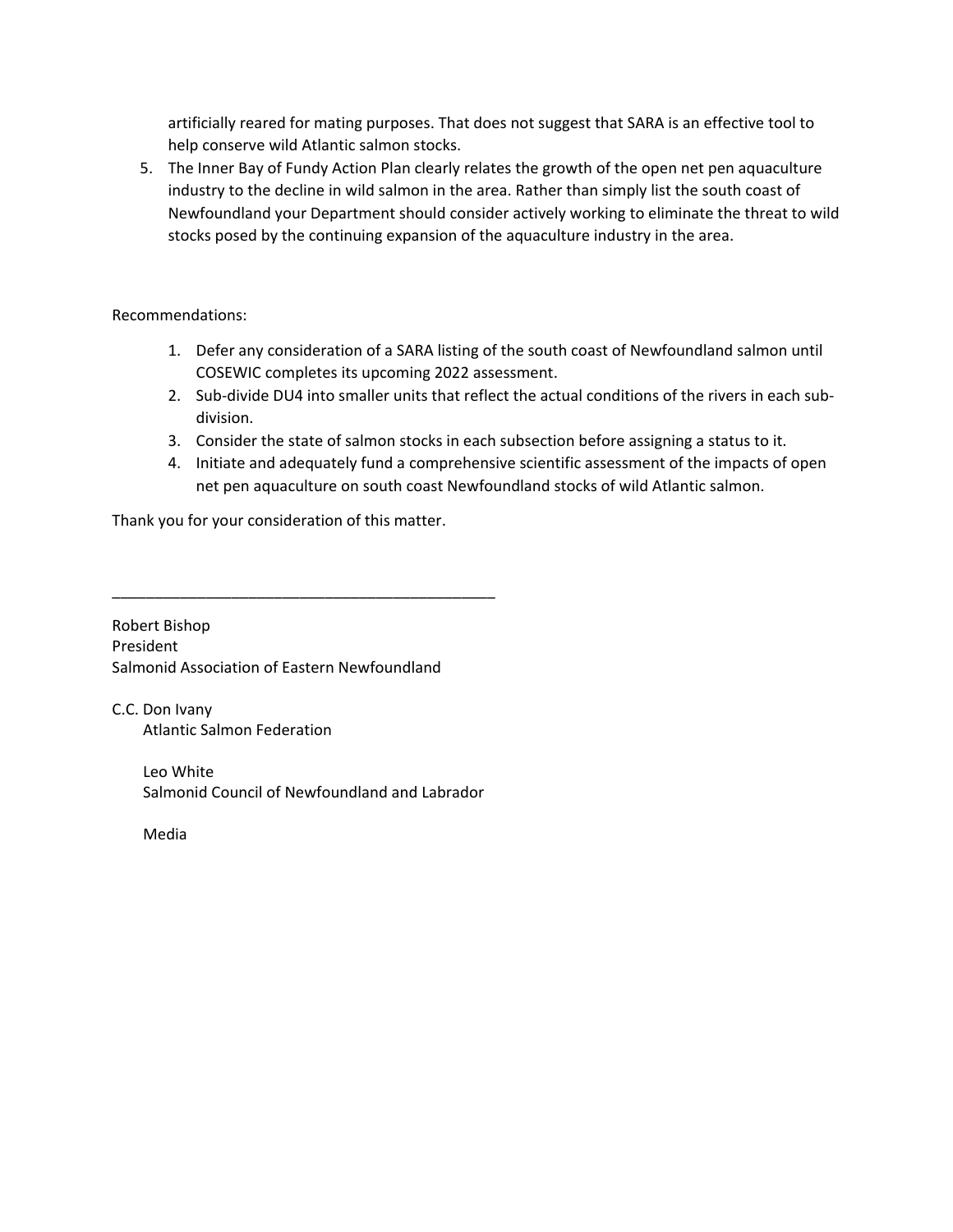artificially reared for mating purposes. That does not suggest that SARA is an effective tool to help conserve wild Atlantic salmon stocks.

5. The Inner Bay of Fundy Action Plan clearly relates the growth of the open net pen aquaculture industry to the decline in wild salmon in the area. Rather than simply list the south coast of Newfoundland your Department should consider actively working to eliminate the threat to wild stocks posed by the continuing expansion of the aquaculture industry in the area.

Recommendations:

1. Defer any consideration of a SARA listing of the south coast of Newfoundland salmon until COSEWIC completes its upcoming 2022 assessment.
2. Sub-divide DU4 into smaller units that reflect the actual conditions of the rivers in each sub-division.
3. Consider the state of salmon stocks in each subsection before assigning a status to it.
4. Initiate and adequately fund a comprehensive scientific assessment of the impacts of open net pen aquaculture on south coast Newfoundland stocks of wild Atlantic salmon.

Thank you for your consideration of this matter.

______________________________________________

Robert Bishop
President
Salmonid Association of Eastern Newfoundland

C.C. Don Ivany
Atlantic Salmon Federation

Leo White
Salmonid Council of Newfoundland and Labrador

Media